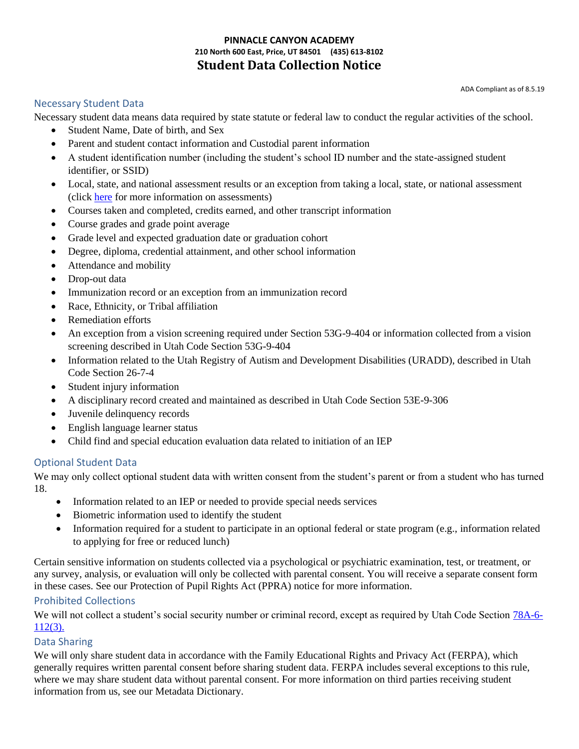**PINNACLE CANYON ACADEMY**
**210 North 600 East, Price, UT 84501 (435) 613-8102**

# Student Data Collection Notice

ADA Compliant as of 8.5.19

## Necessary Student Data

Necessary student data means data required by state statute or federal law to conduct the regular activities of the school.

- Student Name, Date of birth, and Sex
- Parent and student contact information and Custodial parent information
- A student identification number (including the student's school ID number and the state-assigned student identifier, or SSID)
- Local, state, and national assessment results or an exception from taking a local, state, or national assessment (click here for more information on assessments)
- Courses taken and completed, credits earned, and other transcript information
- Course grades and grade point average
- Grade level and expected graduation date or graduation cohort
- Degree, diploma, credential attainment, and other school information
- Attendance and mobility
- Drop-out data
- Immunization record or an exception from an immunization record
- Race, Ethnicity, or Tribal affiliation
- Remediation efforts
- An exception from a vision screening required under Section 53G-9-404 or information collected from a vision screening described in Utah Code Section 53G-9-404
- Information related to the Utah Registry of Autism and Development Disabilities (URADD), described in Utah Code Section 26-7-4
- Student injury information
- A disciplinary record created and maintained as described in Utah Code Section 53E-9-306
- Juvenile delinquency records
- English language learner status
- Child find and special education evaluation data related to initiation of an IEP

## Optional Student Data

We may only collect optional student data with written consent from the student's parent or from a student who has turned 18.

- Information related to an IEP or needed to provide special needs services
- Biometric information used to identify the student
- Information required for a student to participate in an optional federal or state program (e.g., information related to applying for free or reduced lunch)

Certain sensitive information on students collected via a psychological or psychiatric examination, test, or treatment, or any survey, analysis, or evaluation will only be collected with parental consent. You will receive a separate consent form in these cases. See our Protection of Pupil Rights Act (PPRA) notice for more information.

## Prohibited Collections

We will not collect a student's social security number or criminal record, except as required by Utah Code Section 78A-6-112(3).

## Data Sharing

We will only share student data in accordance with the Family Educational Rights and Privacy Act (FERPA), which generally requires written parental consent before sharing student data. FERPA includes several exceptions to this rule, where we may share student data without parental consent. For more information on third parties receiving student information from us, see our Metadata Dictionary.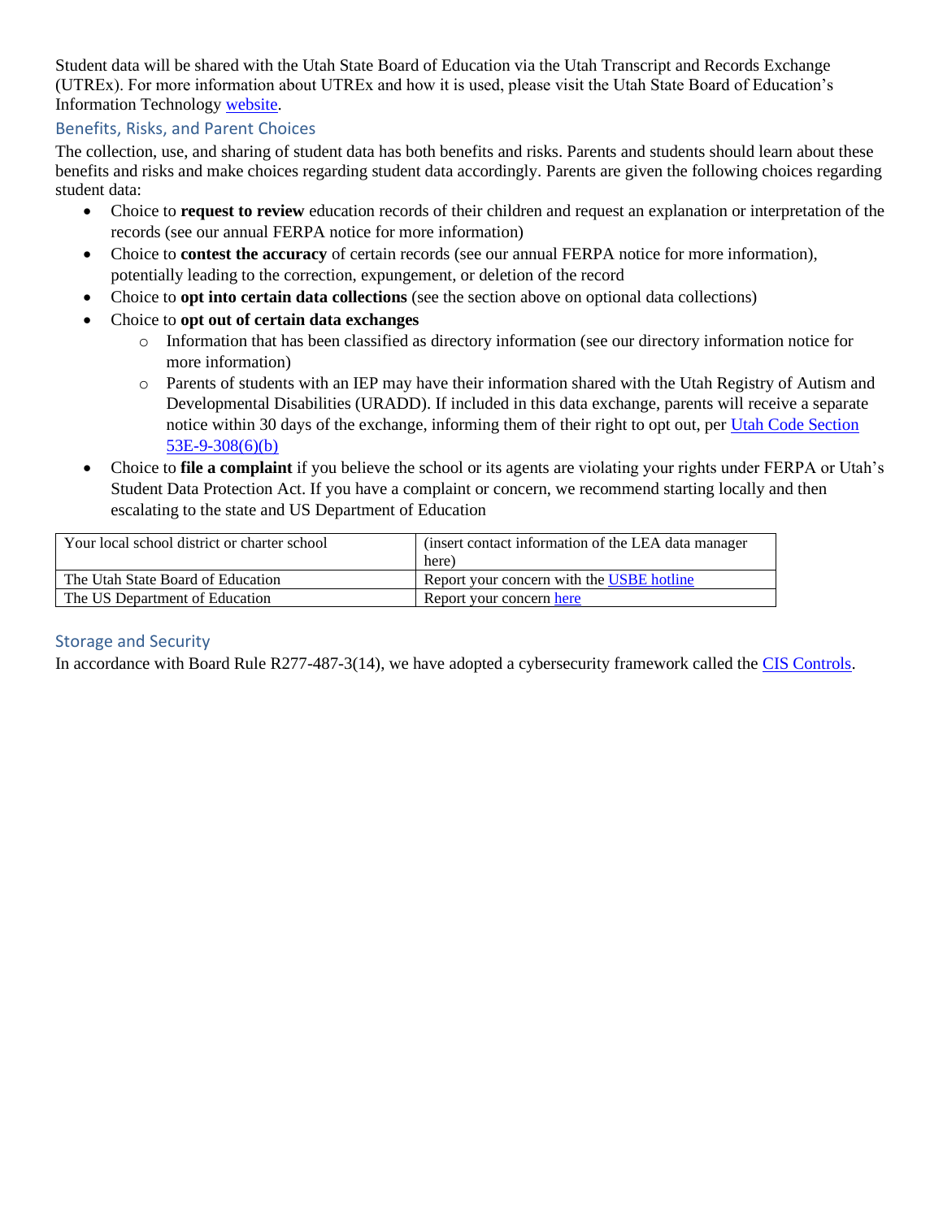Student data will be shared with the Utah State Board of Education via the Utah Transcript and Records Exchange (UTREx). For more information about UTREx and how it is used, please visit the Utah State Board of Education's Information Technology website.

## Benefits, Risks, and Parent Choices

The collection, use, and sharing of student data has both benefits and risks. Parents and students should learn about these benefits and risks and make choices regarding student data accordingly. Parents are given the following choices regarding student data:

- Choice to **request to review** education records of their children and request an explanation or interpretation of the records (see our annual FERPA notice for more information)
- Choice to **contest the accuracy** of certain records (see our annual FERPA notice for more information), potentially leading to the correction, expungement, or deletion of the record
- Choice to **opt into certain data collections** (see the section above on optional data collections)
- Choice to **opt out of certain data exchanges**
  - Information that has been classified as directory information (see our directory information notice for more information)
  - Parents of students with an IEP may have their information shared with the Utah Registry of Autism and Developmental Disabilities (URADD). If included in this data exchange, parents will receive a separate notice within 30 days of the exchange, informing them of their right to opt out, per Utah Code Section 53E-9-308(6)(b)
- Choice to **file a complaint** if you believe the school or its agents are violating your rights under FERPA or Utah's Student Data Protection Act. If you have a complaint or concern, we recommend starting locally and then escalating to the state and US Department of Education

| | |
|---|---|
| Your local school district or charter school | (insert contact information of the LEA data manager here) |
| The Utah State Board of Education | Report your concern with the USBE hotline |
| The US Department of Education | Report your concern here |

## Storage and Security

In accordance with Board Rule R277-487-3(14), we have adopted a cybersecurity framework called the CIS Controls.